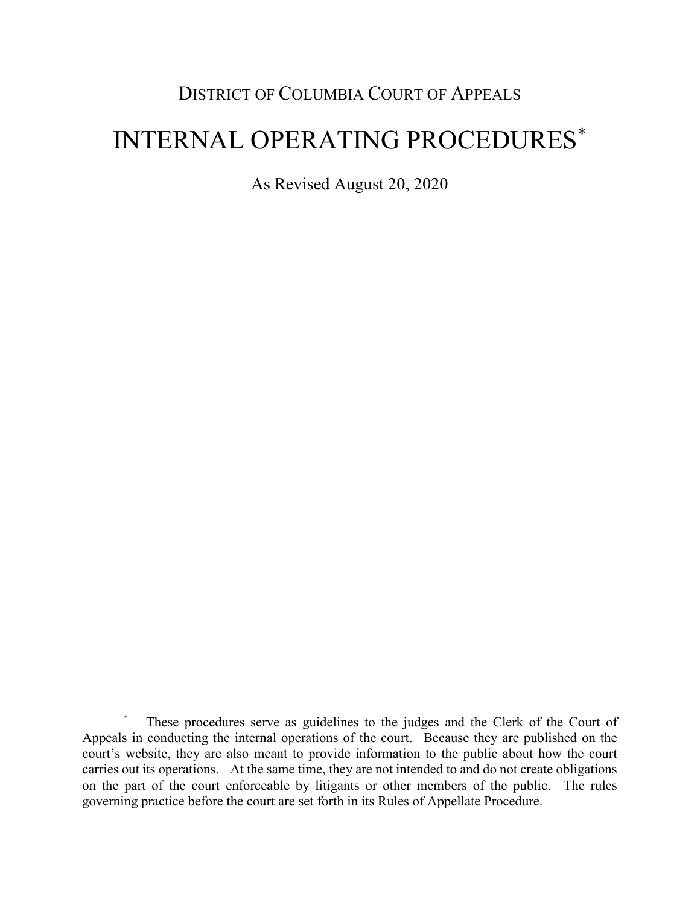DISTRICT OF COLUMBIA COURT OF APPEALS

# INTERNAL OPERATING PROCEDURES*

As Revised August 20, 2020

---

* These procedures serve as guidelines to the judges and the Clerk of the Court of Appeals in conducting the internal operations of the court. Because they are published on the court's website, they are also meant to provide information to the public about how the court carries out its operations. At the same time, they are not intended to and do not create obligations on the part of the court enforceable by litigants or other members of the public. The rules governing practice before the court are set forth in its Rules of Appellate Procedure.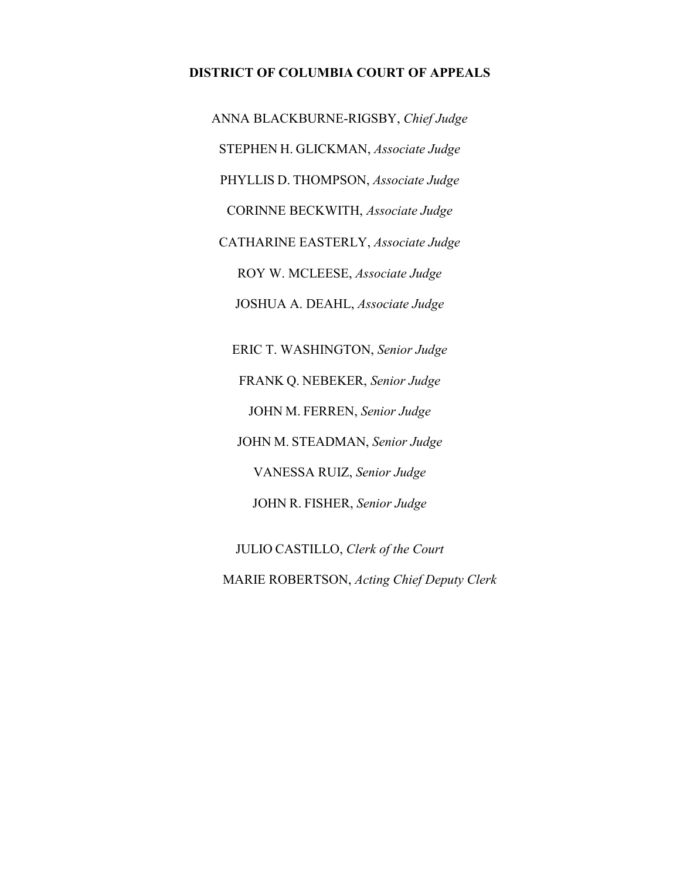**DISTRICT OF COLUMBIA COURT OF APPEALS**

ANNA BLACKBURNE-RIGSBY, *Chief Judge*

STEPHEN H. GLICKMAN, *Associate Judge*

PHYLLIS D. THOMPSON, *Associate Judge*

CORINNE BECKWITH, *Associate Judge*

CATHARINE EASTERLY, *Associate Judge*

ROY W. MCLEESE, *Associate Judge*

JOSHUA A. DEAHL, *Associate Judge*

ERIC T. WASHINGTON, *Senior Judge*

FRANK Q. NEBEKER, *Senior Judge*

JOHN M. FERREN, *Senior Judge*

JOHN M. STEADMAN, *Senior Judge*

VANESSA RUIZ, *Senior Judge*

JOHN R. FISHER, *Senior Judge*

JULIO CASTILLO, *Clerk of the Court*

MARIE ROBERTSON, *Acting Chief Deputy Clerk*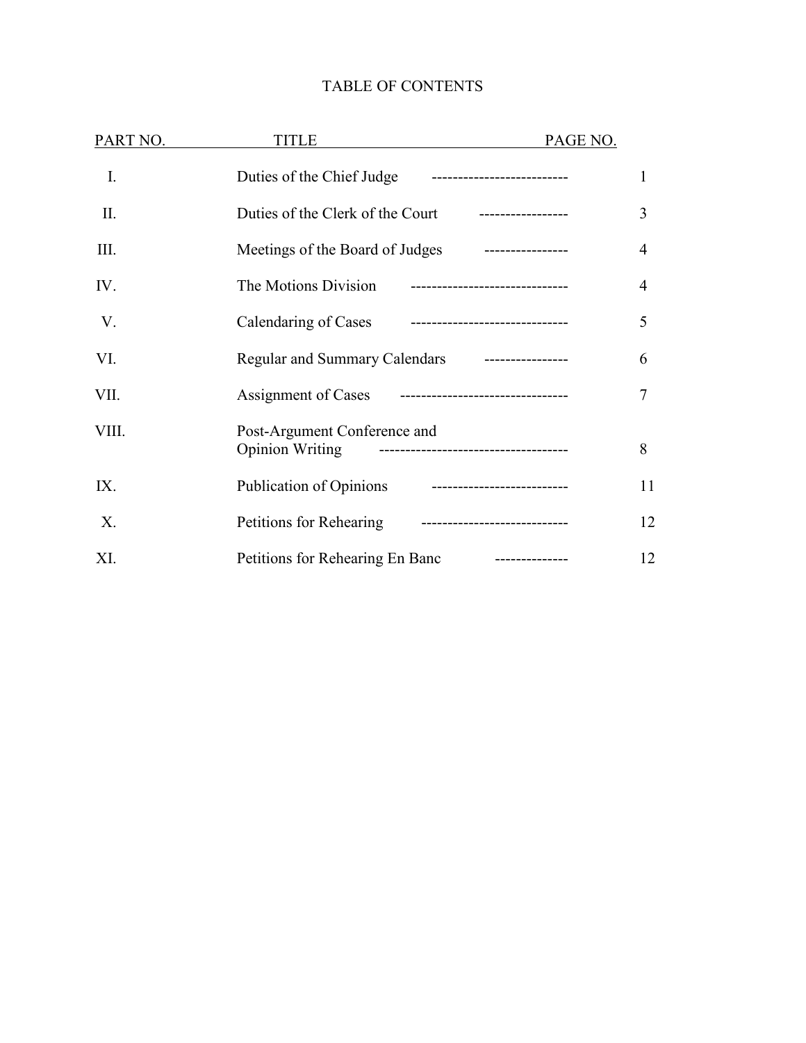# TABLE OF CONTENTS

| PART NO. | TITLE | PAGE NO. |
|---|---|---|
| I. | Duties of the Chief Judge | 1 |
| II. | Duties of the Clerk of the Court | 3 |
| III. | Meetings of the Board of Judges | 4 |
| IV. | The Motions Division | 4 |
| V. | Calendaring of Cases | 5 |
| VI. | Regular and Summary Calendars | 6 |
| VII. | Assignment of Cases | 7 |
| VIII. | Post-Argument Conference and Opinion Writing | 8 |
| IX. | Publication of Opinions | 11 |
| X. | Petitions for Rehearing | 12 |
| XI. | Petitions for Rehearing En Banc | 12 |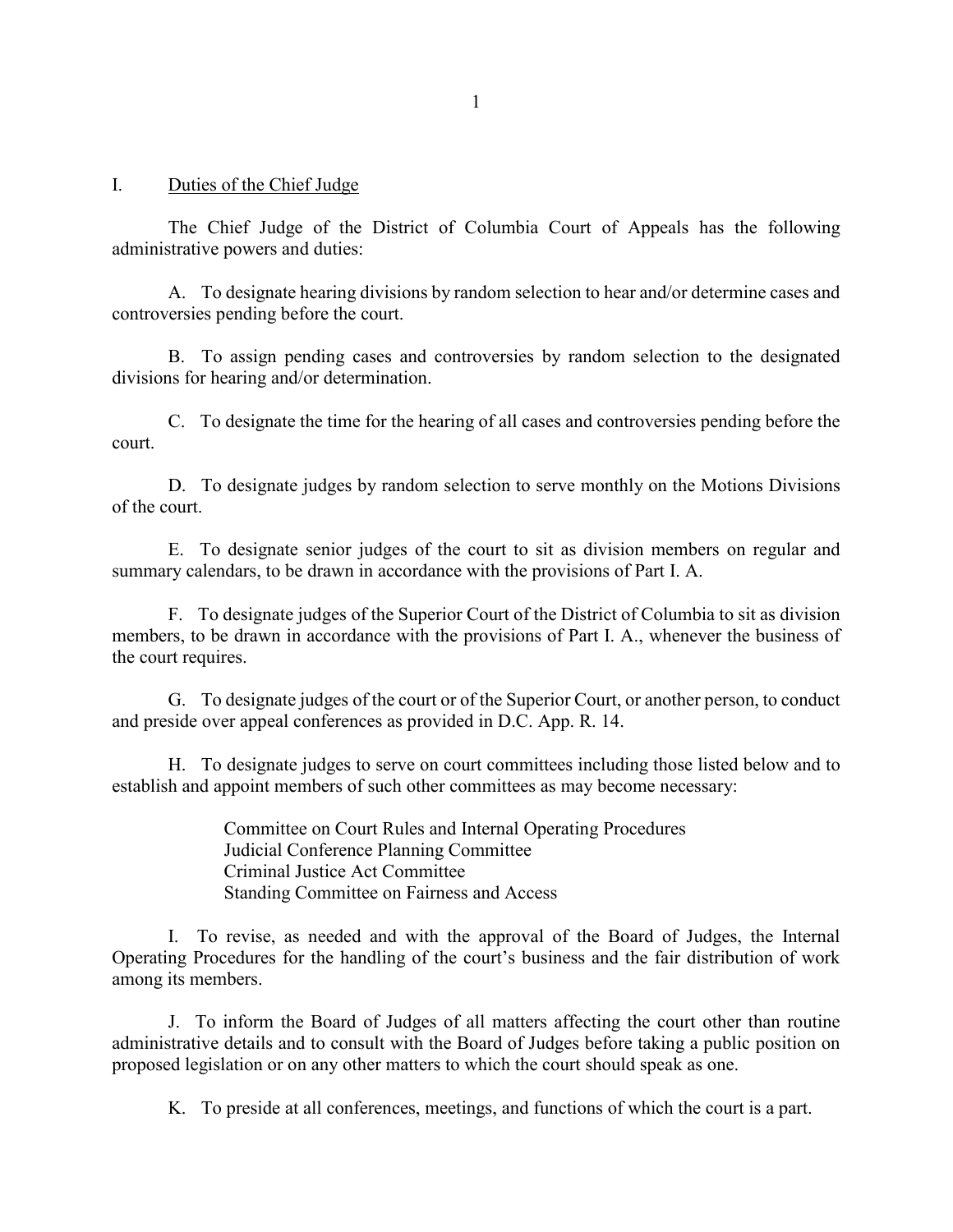## I. Duties of the Chief Judge

The Chief Judge of the District of Columbia Court of Appeals has the following administrative powers and duties:

A. To designate hearing divisions by random selection to hear and/or determine cases and controversies pending before the court.

B. To assign pending cases and controversies by random selection to the designated divisions for hearing and/or determination.

C. To designate the time for the hearing of all cases and controversies pending before the court.

D. To designate judges by random selection to serve monthly on the Motions Divisions of the court.

E. To designate senior judges of the court to sit as division members on regular and summary calendars, to be drawn in accordance with the provisions of Part I. A.

F. To designate judges of the Superior Court of the District of Columbia to sit as division members, to be drawn in accordance with the provisions of Part I. A., whenever the business of the court requires.

G. To designate judges of the court or of the Superior Court, or another person, to conduct and preside over appeal conferences as provided in D.C. App. R. 14.

H. To designate judges to serve on court committees including those listed below and to establish and appoint members of such other committees as may become necessary:

- Committee on Court Rules and Internal Operating Procedures
- Judicial Conference Planning Committee
- Criminal Justice Act Committee
- Standing Committee on Fairness and Access

I. To revise, as needed and with the approval of the Board of Judges, the Internal Operating Procedures for the handling of the court's business and the fair distribution of work among its members.

J. To inform the Board of Judges of all matters affecting the court other than routine administrative details and to consult with the Board of Judges before taking a public position on proposed legislation or on any other matters to which the court should speak as one.

K. To preside at all conferences, meetings, and functions of which the court is a part.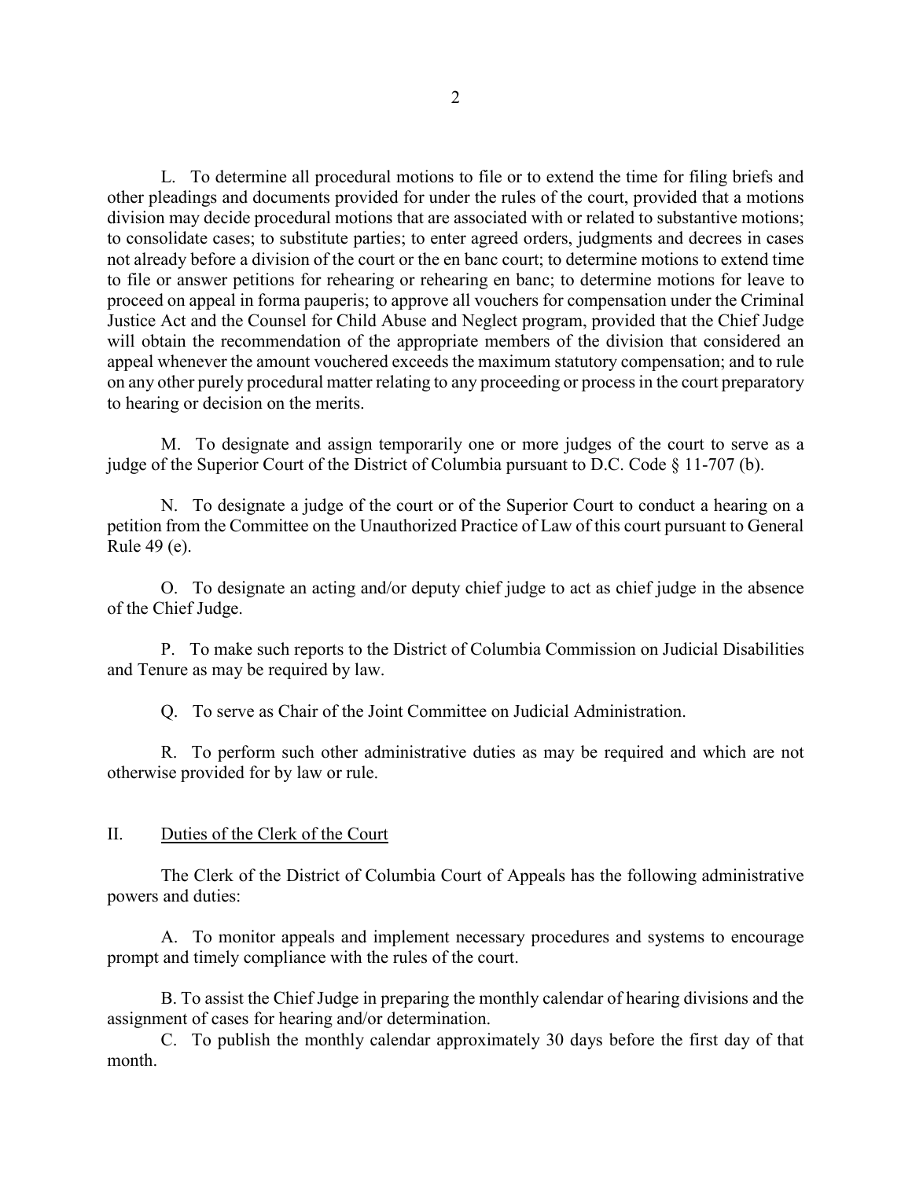L. To determine all procedural motions to file or to extend the time for filing briefs and other pleadings and documents provided for under the rules of the court, provided that a motions division may decide procedural motions that are associated with or related to substantive motions; to consolidate cases; to substitute parties; to enter agreed orders, judgments and decrees in cases not already before a division of the court or the en banc court; to determine motions to extend time to file or answer petitions for rehearing or rehearing en banc; to determine motions for leave to proceed on appeal in forma pauperis; to approve all vouchers for compensation under the Criminal Justice Act and the Counsel for Child Abuse and Neglect program, provided that the Chief Judge will obtain the recommendation of the appropriate members of the division that considered an appeal whenever the amount vouchered exceeds the maximum statutory compensation; and to rule on any other purely procedural matter relating to any proceeding or process in the court preparatory to hearing or decision on the merits.

M. To designate and assign temporarily one or more judges of the court to serve as a judge of the Superior Court of the District of Columbia pursuant to D.C. Code § 11-707 (b).

N. To designate a judge of the court or of the Superior Court to conduct a hearing on a petition from the Committee on the Unauthorized Practice of Law of this court pursuant to General Rule 49 (e).

O. To designate an acting and/or deputy chief judge to act as chief judge in the absence of the Chief Judge.

P. To make such reports to the District of Columbia Commission on Judicial Disabilities and Tenure as may be required by law.

Q. To serve as Chair of the Joint Committee on Judicial Administration.

R. To perform such other administrative duties as may be required and which are not otherwise provided for by law or rule.

## II. Duties of the Clerk of the Court

The Clerk of the District of Columbia Court of Appeals has the following administrative powers and duties:

A. To monitor appeals and implement necessary procedures and systems to encourage prompt and timely compliance with the rules of the court.

B. To assist the Chief Judge in preparing the monthly calendar of hearing divisions and the assignment of cases for hearing and/or determination.

C. To publish the monthly calendar approximately 30 days before the first day of that month.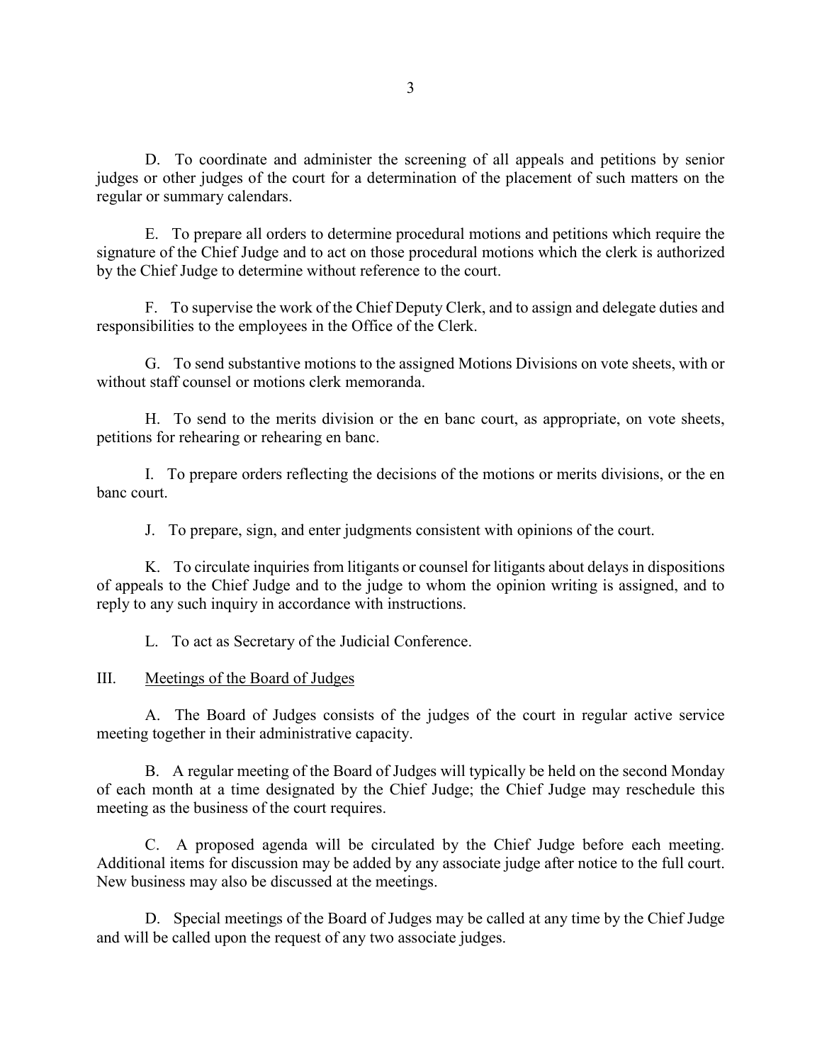D. To coordinate and administer the screening of all appeals and petitions by senior judges or other judges of the court for a determination of the placement of such matters on the regular or summary calendars.

E. To prepare all orders to determine procedural motions and petitions which require the signature of the Chief Judge and to act on those procedural motions which the clerk is authorized by the Chief Judge to determine without reference to the court.

F. To supervise the work of the Chief Deputy Clerk, and to assign and delegate duties and responsibilities to the employees in the Office of the Clerk.

G. To send substantive motions to the assigned Motions Divisions on vote sheets, with or without staff counsel or motions clerk memoranda.

H. To send to the merits division or the en banc court, as appropriate, on vote sheets, petitions for rehearing or rehearing en banc.

I. To prepare orders reflecting the decisions of the motions or merits divisions, or the en banc court.

J. To prepare, sign, and enter judgments consistent with opinions of the court.

K. To circulate inquiries from litigants or counsel for litigants about delays in dispositions of appeals to the Chief Judge and to the judge to whom the opinion writing is assigned, and to reply to any such inquiry in accordance with instructions.

L. To act as Secretary of the Judicial Conference.

## III. Meetings of the Board of Judges

A. The Board of Judges consists of the judges of the court in regular active service meeting together in their administrative capacity.

B. A regular meeting of the Board of Judges will typically be held on the second Monday of each month at a time designated by the Chief Judge; the Chief Judge may reschedule this meeting as the business of the court requires.

C. A proposed agenda will be circulated by the Chief Judge before each meeting. Additional items for discussion may be added by any associate judge after notice to the full court. New business may also be discussed at the meetings.

D. Special meetings of the Board of Judges may be called at any time by the Chief Judge and will be called upon the request of any two associate judges.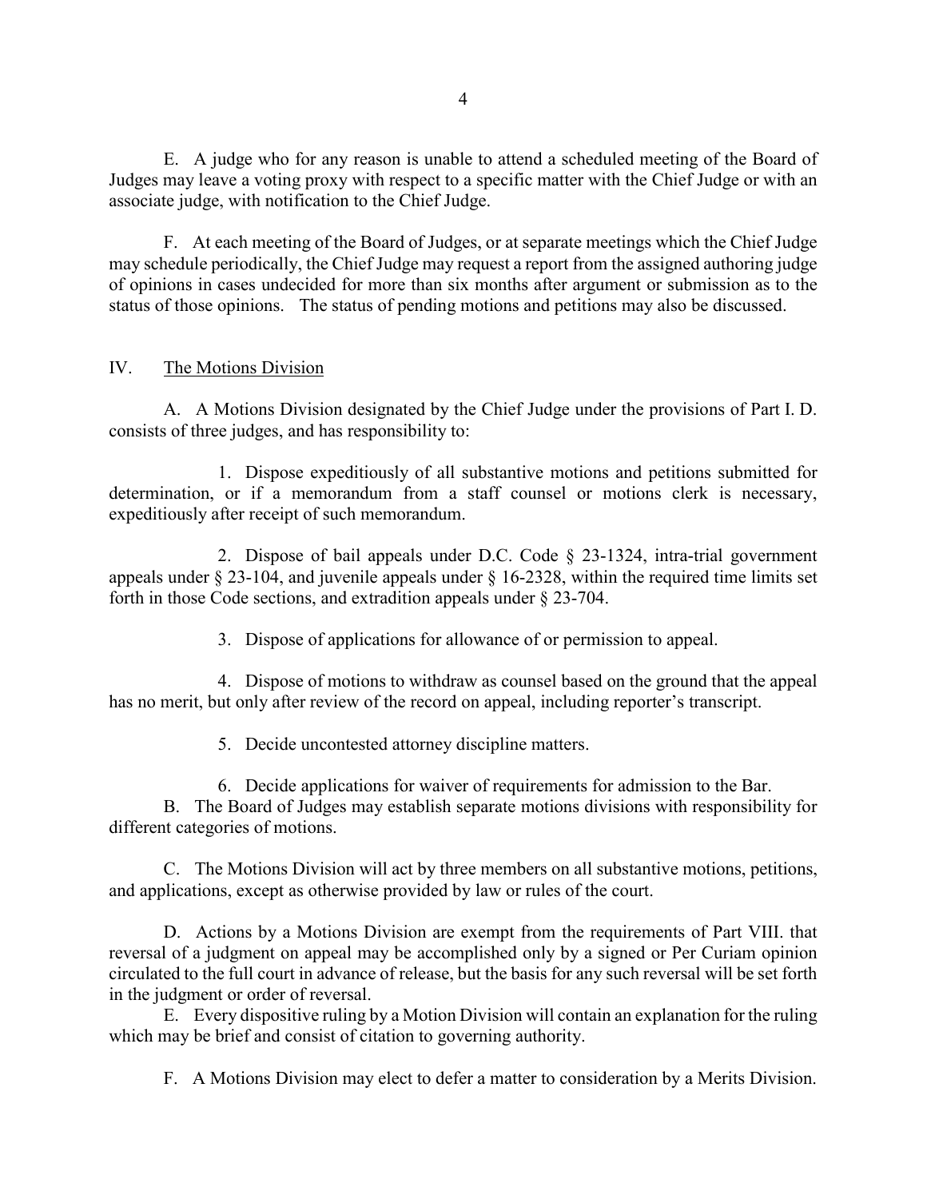E. A judge who for any reason is unable to attend a scheduled meeting of the Board of Judges may leave a voting proxy with respect to a specific matter with the Chief Judge or with an associate judge, with notification to the Chief Judge.

F. At each meeting of the Board of Judges, or at separate meetings which the Chief Judge may schedule periodically, the Chief Judge may request a report from the assigned authoring judge of opinions in cases undecided for more than six months after argument or submission as to the status of those opinions. The status of pending motions and petitions may also be discussed.

## IV. The Motions Division

A. A Motions Division designated by the Chief Judge under the provisions of Part I. D. consists of three judges, and has responsibility to:

1. Dispose expeditiously of all substantive motions and petitions submitted for determination, or if a memorandum from a staff counsel or motions clerk is necessary, expeditiously after receipt of such memorandum.

2. Dispose of bail appeals under D.C. Code § 23-1324, intra-trial government appeals under § 23-104, and juvenile appeals under § 16-2328, within the required time limits set forth in those Code sections, and extradition appeals under § 23-704.

3. Dispose of applications for allowance of or permission to appeal.

4. Dispose of motions to withdraw as counsel based on the ground that the appeal has no merit, but only after review of the record on appeal, including reporter's transcript.

5. Decide uncontested attorney discipline matters.

6. Decide applications for waiver of requirements for admission to the Bar.

B. The Board of Judges may establish separate motions divisions with responsibility for different categories of motions.

C. The Motions Division will act by three members on all substantive motions, petitions, and applications, except as otherwise provided by law or rules of the court.

D. Actions by a Motions Division are exempt from the requirements of Part VIII. that reversal of a judgment on appeal may be accomplished only by a signed or Per Curiam opinion circulated to the full court in advance of release, but the basis for any such reversal will be set forth in the judgment or order of reversal.

E. Every dispositive ruling by a Motion Division will contain an explanation for the ruling which may be brief and consist of citation to governing authority.

F. A Motions Division may elect to defer a matter to consideration by a Merits Division.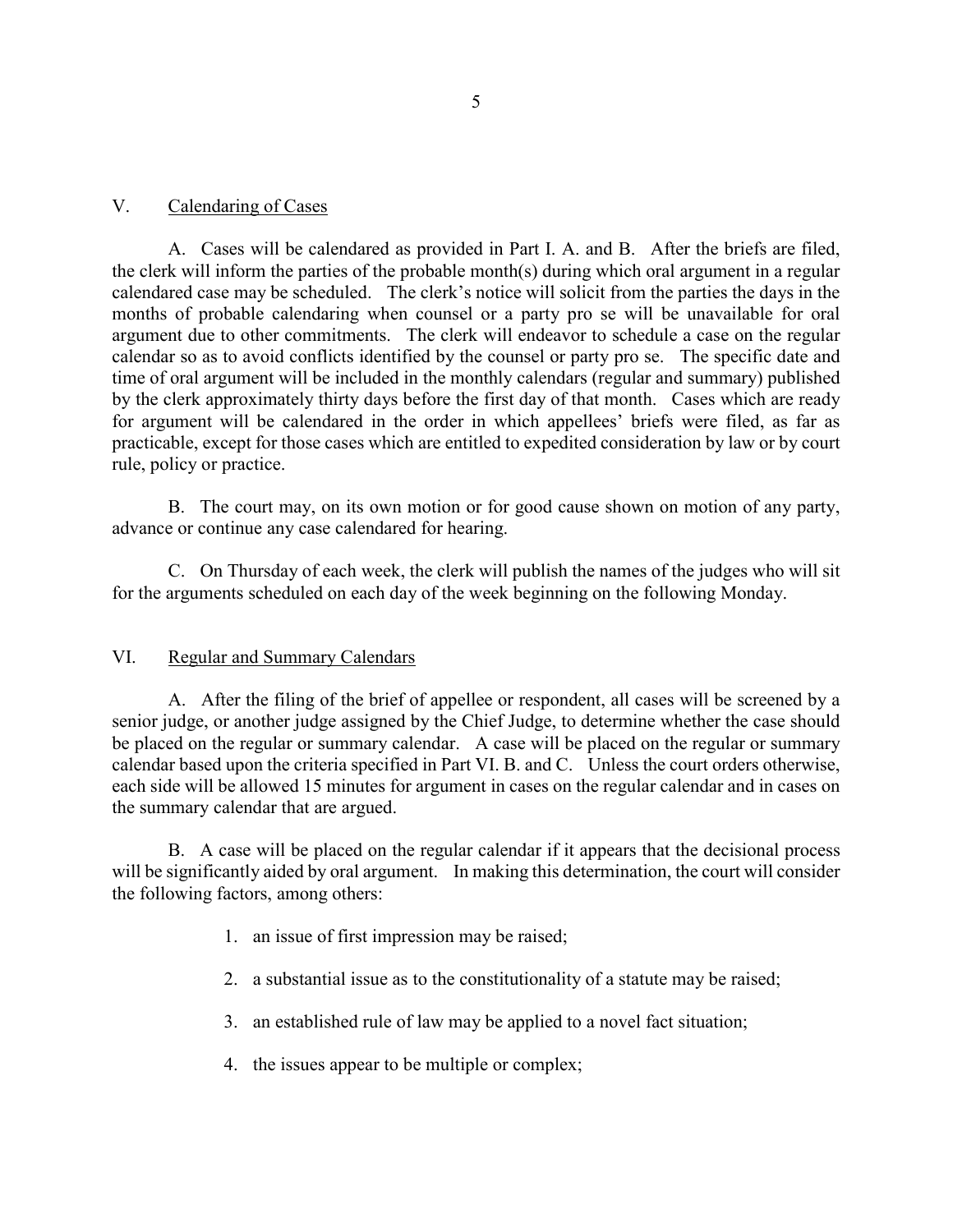## V. Calendaring of Cases

A. Cases will be calendared as provided in Part I. A. and B. After the briefs are filed, the clerk will inform the parties of the probable month(s) during which oral argument in a regular calendared case may be scheduled. The clerk's notice will solicit from the parties the days in the months of probable calendaring when counsel or a party pro se will be unavailable for oral argument due to other commitments. The clerk will endeavor to schedule a case on the regular calendar so as to avoid conflicts identified by the counsel or party pro se. The specific date and time of oral argument will be included in the monthly calendars (regular and summary) published by the clerk approximately thirty days before the first day of that month. Cases which are ready for argument will be calendared in the order in which appellees' briefs were filed, as far as practicable, except for those cases which are entitled to expedited consideration by law or by court rule, policy or practice.

B. The court may, on its own motion or for good cause shown on motion of any party, advance or continue any case calendared for hearing.

C. On Thursday of each week, the clerk will publish the names of the judges who will sit for the arguments scheduled on each day of the week beginning on the following Monday.

## VI. Regular and Summary Calendars

A. After the filing of the brief of appellee or respondent, all cases will be screened by a senior judge, or another judge assigned by the Chief Judge, to determine whether the case should be placed on the regular or summary calendar. A case will be placed on the regular or summary calendar based upon the criteria specified in Part VI. B. and C. Unless the court orders otherwise, each side will be allowed 15 minutes for argument in cases on the regular calendar and in cases on the summary calendar that are argued.

B. A case will be placed on the regular calendar if it appears that the decisional process will be significantly aided by oral argument. In making this determination, the court will consider the following factors, among others:

1. an issue of first impression may be raised;
2. a substantial issue as to the constitutionality of a statute may be raised;
3. an established rule of law may be applied to a novel fact situation;
4. the issues appear to be multiple or complex;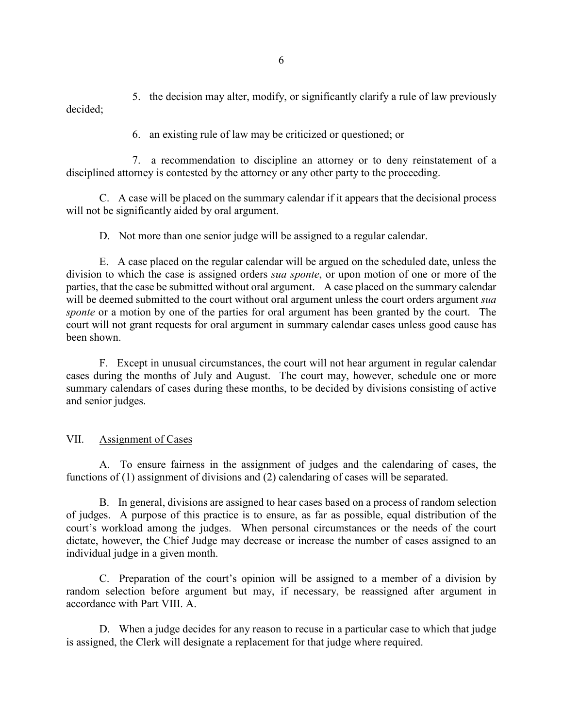5. the decision may alter, modify, or significantly clarify a rule of law previously decided;

6. an existing rule of law may be criticized or questioned; or

7. a recommendation to discipline an attorney or to deny reinstatement of a disciplined attorney is contested by the attorney or any other party to the proceeding.

C. A case will be placed on the summary calendar if it appears that the decisional process will not be significantly aided by oral argument.

D. Not more than one senior judge will be assigned to a regular calendar.

E. A case placed on the regular calendar will be argued on the scheduled date, unless the division to which the case is assigned orders *sua sponte*, or upon motion of one or more of the parties, that the case be submitted without oral argument. A case placed on the summary calendar will be deemed submitted to the court without oral argument unless the court orders argument *sua sponte* or a motion by one of the parties for oral argument has been granted by the court. The court will not grant requests for oral argument in summary calendar cases unless good cause has been shown.

F. Except in unusual circumstances, the court will not hear argument in regular calendar cases during the months of July and August. The court may, however, schedule one or more summary calendars of cases during these months, to be decided by divisions consisting of active and senior judges.

## VII. Assignment of Cases

A. To ensure fairness in the assignment of judges and the calendaring of cases, the functions of (1) assignment of divisions and (2) calendaring of cases will be separated.

B. In general, divisions are assigned to hear cases based on a process of random selection of judges. A purpose of this practice is to ensure, as far as possible, equal distribution of the court's workload among the judges. When personal circumstances or the needs of the court dictate, however, the Chief Judge may decrease or increase the number of cases assigned to an individual judge in a given month.

C. Preparation of the court's opinion will be assigned to a member of a division by random selection before argument but may, if necessary, be reassigned after argument in accordance with Part VIII. A.

D. When a judge decides for any reason to recuse in a particular case to which that judge is assigned, the Clerk will designate a replacement for that judge where required.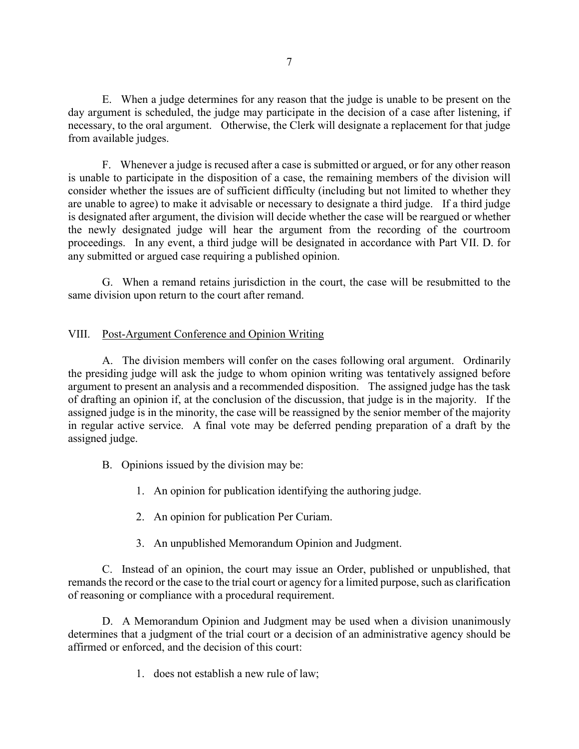E. When a judge determines for any reason that the judge is unable to be present on the day argument is scheduled, the judge may participate in the decision of a case after listening, if necessary, to the oral argument. Otherwise, the Clerk will designate a replacement for that judge from available judges.

F. Whenever a judge is recused after a case is submitted or argued, or for any other reason is unable to participate in the disposition of a case, the remaining members of the division will consider whether the issues are of sufficient difficulty (including but not limited to whether they are unable to agree) to make it advisable or necessary to designate a third judge. If a third judge is designated after argument, the division will decide whether the case will be reargued or whether the newly designated judge will hear the argument from the recording of the courtroom proceedings. In any event, a third judge will be designated in accordance with Part VII. D. for any submitted or argued case requiring a published opinion.

G. When a remand retains jurisdiction in the court, the case will be resubmitted to the same division upon return to the court after remand.

## VIII. Post-Argument Conference and Opinion Writing

A. The division members will confer on the cases following oral argument. Ordinarily the presiding judge will ask the judge to whom opinion writing was tentatively assigned before argument to present an analysis and a recommended disposition. The assigned judge has the task of drafting an opinion if, at the conclusion of the discussion, that judge is in the majority. If the assigned judge is in the minority, the case will be reassigned by the senior member of the majority in regular active service. A final vote may be deferred pending preparation of a draft by the assigned judge.

B. Opinions issued by the division may be:

1. An opinion for publication identifying the authoring judge.
2. An opinion for publication Per Curiam.
3. An unpublished Memorandum Opinion and Judgment.

C. Instead of an opinion, the court may issue an Order, published or unpublished, that remands the record or the case to the trial court or agency for a limited purpose, such as clarification of reasoning or compliance with a procedural requirement.

D. A Memorandum Opinion and Judgment may be used when a division unanimously determines that a judgment of the trial court or a decision of an administrative agency should be affirmed or enforced, and the decision of this court:

1. does not establish a new rule of law;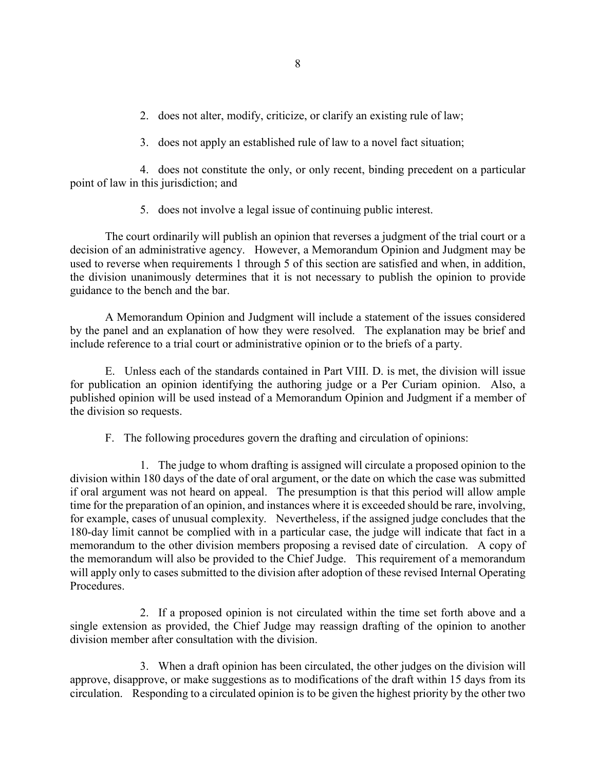2. does not alter, modify, criticize, or clarify an existing rule of law;

3. does not apply an established rule of law to a novel fact situation;

4. does not constitute the only, or only recent, binding precedent on a particular point of law in this jurisdiction; and

5. does not involve a legal issue of continuing public interest.

The court ordinarily will publish an opinion that reverses a judgment of the trial court or a decision of an administrative agency. However, a Memorandum Opinion and Judgment may be used to reverse when requirements 1 through 5 of this section are satisfied and when, in addition, the division unanimously determines that it is not necessary to publish the opinion to provide guidance to the bench and the bar.

A Memorandum Opinion and Judgment will include a statement of the issues considered by the panel and an explanation of how they were resolved. The explanation may be brief and include reference to a trial court or administrative opinion or to the briefs of a party.

E. Unless each of the standards contained in Part VIII. D. is met, the division will issue for publication an opinion identifying the authoring judge or a Per Curiam opinion. Also, a published opinion will be used instead of a Memorandum Opinion and Judgment if a member of the division so requests.

F. The following procedures govern the drafting and circulation of opinions:

1. The judge to whom drafting is assigned will circulate a proposed opinion to the division within 180 days of the date of oral argument, or the date on which the case was submitted if oral argument was not heard on appeal. The presumption is that this period will allow ample time for the preparation of an opinion, and instances where it is exceeded should be rare, involving, for example, cases of unusual complexity. Nevertheless, if the assigned judge concludes that the 180-day limit cannot be complied with in a particular case, the judge will indicate that fact in a memorandum to the other division members proposing a revised date of circulation. A copy of the memorandum will also be provided to the Chief Judge. This requirement of a memorandum will apply only to cases submitted to the division after adoption of these revised Internal Operating Procedures.

2. If a proposed opinion is not circulated within the time set forth above and a single extension as provided, the Chief Judge may reassign drafting of the opinion to another division member after consultation with the division.

3. When a draft opinion has been circulated, the other judges on the division will approve, disapprove, or make suggestions as to modifications of the draft within 15 days from its circulation. Responding to a circulated opinion is to be given the highest priority by the other two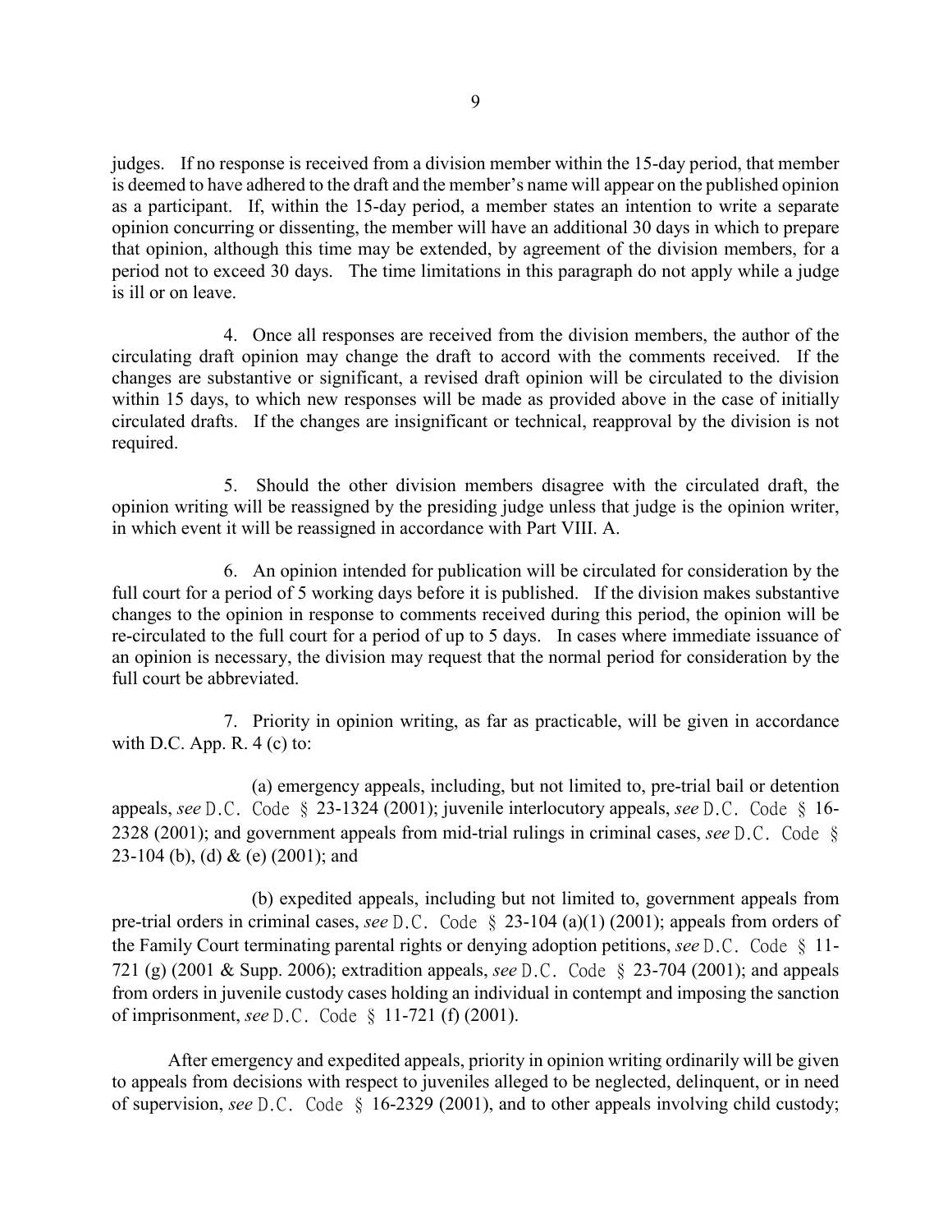judges. If no response is received from a division member within the 15-day period, that member is deemed to have adhered to the draft and the member's name will appear on the published opinion as a participant. If, within the 15-day period, a member states an intention to write a separate opinion concurring or dissenting, the member will have an additional 30 days in which to prepare that opinion, although this time may be extended, by agreement of the division members, for a period not to exceed 30 days. The time limitations in this paragraph do not apply while a judge is ill or on leave.

4. Once all responses are received from the division members, the author of the circulating draft opinion may change the draft to accord with the comments received. If the changes are substantive or significant, a revised draft opinion will be circulated to the division within 15 days, to which new responses will be made as provided above in the case of initially circulated drafts. If the changes are insignificant or technical, reapproval by the division is not required.

5. Should the other division members disagree with the circulated draft, the opinion writing will be reassigned by the presiding judge unless that judge is the opinion writer, in which event it will be reassigned in accordance with Part VIII. A.

6. An opinion intended for publication will be circulated for consideration by the full court for a period of 5 working days before it is published. If the division makes substantive changes to the opinion in response to comments received during this period, the opinion will be re-circulated to the full court for a period of up to 5 days. In cases where immediate issuance of an opinion is necessary, the division may request that the normal period for consideration by the full court be abbreviated.

7. Priority in opinion writing, as far as practicable, will be given in accordance with D.C. App. R. 4 (c) to:

(a) emergency appeals, including, but not limited to, pre-trial bail or detention appeals, *see* D.C. Code § 23-1324 (2001); juvenile interlocutory appeals, *see* D.C. Code § 16-2328 (2001); and government appeals from mid-trial rulings in criminal cases, *see* D.C. Code § 23-104 (b), (d) & (e) (2001); and

(b) expedited appeals, including but not limited to, government appeals from pre-trial orders in criminal cases, *see* D.C. Code § 23-104 (a)(1) (2001); appeals from orders of the Family Court terminating parental rights or denying adoption petitions, *see* D.C. Code § 11-721 (g) (2001 & Supp. 2006); extradition appeals, *see* D.C. Code § 23-704 (2001); and appeals from orders in juvenile custody cases holding an individual in contempt and imposing the sanction of imprisonment, *see* D.C. Code § 11-721 (f) (2001).

After emergency and expedited appeals, priority in opinion writing ordinarily will be given to appeals from decisions with respect to juveniles alleged to be neglected, delinquent, or in need of supervision, *see* D.C. Code § 16-2329 (2001), and to other appeals involving child custody;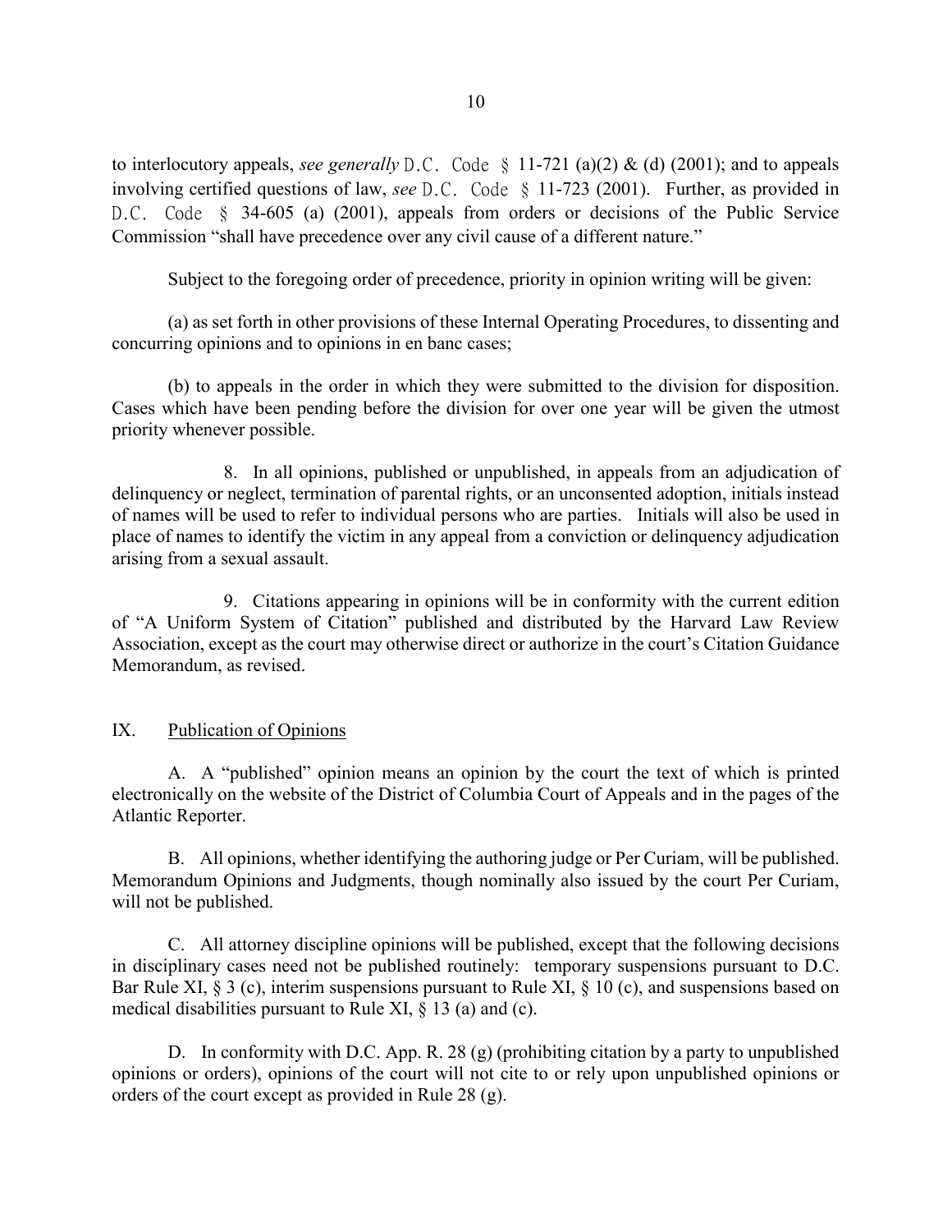to interlocutory appeals, *see generally* D.C. Code § 11-721 (a)(2) & (d) (2001); and to appeals involving certified questions of law, *see* D.C. Code § 11-723 (2001). Further, as provided in D.C. Code § 34-605 (a) (2001), appeals from orders or decisions of the Public Service Commission "shall have precedence over any civil cause of a different nature."

Subject to the foregoing order of precedence, priority in opinion writing will be given:

(a) as set forth in other provisions of these Internal Operating Procedures, to dissenting and concurring opinions and to opinions in en banc cases;

(b) to appeals in the order in which they were submitted to the division for disposition. Cases which have been pending before the division for over one year will be given the utmost priority whenever possible.

8. In all opinions, published or unpublished, in appeals from an adjudication of delinquency or neglect, termination of parental rights, or an unconsented adoption, initials instead of names will be used to refer to individual persons who are parties. Initials will also be used in place of names to identify the victim in any appeal from a conviction or delinquency adjudication arising from a sexual assault.

9. Citations appearing in opinions will be in conformity with the current edition of "A Uniform System of Citation" published and distributed by the Harvard Law Review Association, except as the court may otherwise direct or authorize in the court's Citation Guidance Memorandum, as revised.

## IX. Publication of Opinions

A. A "published" opinion means an opinion by the court the text of which is printed electronically on the website of the District of Columbia Court of Appeals and in the pages of the Atlantic Reporter.

B. All opinions, whether identifying the authoring judge or Per Curiam, will be published. Memorandum Opinions and Judgments, though nominally also issued by the court Per Curiam, will not be published.

C. All attorney discipline opinions will be published, except that the following decisions in disciplinary cases need not be published routinely: temporary suspensions pursuant to D.C. Bar Rule XI, § 3 (c), interim suspensions pursuant to Rule XI, § 10 (c), and suspensions based on medical disabilities pursuant to Rule XI, § 13 (a) and (c).

D. In conformity with D.C. App. R. 28 (g) (prohibiting citation by a party to unpublished opinions or orders), opinions of the court will not cite to or rely upon unpublished opinions or orders of the court except as provided in Rule 28 (g).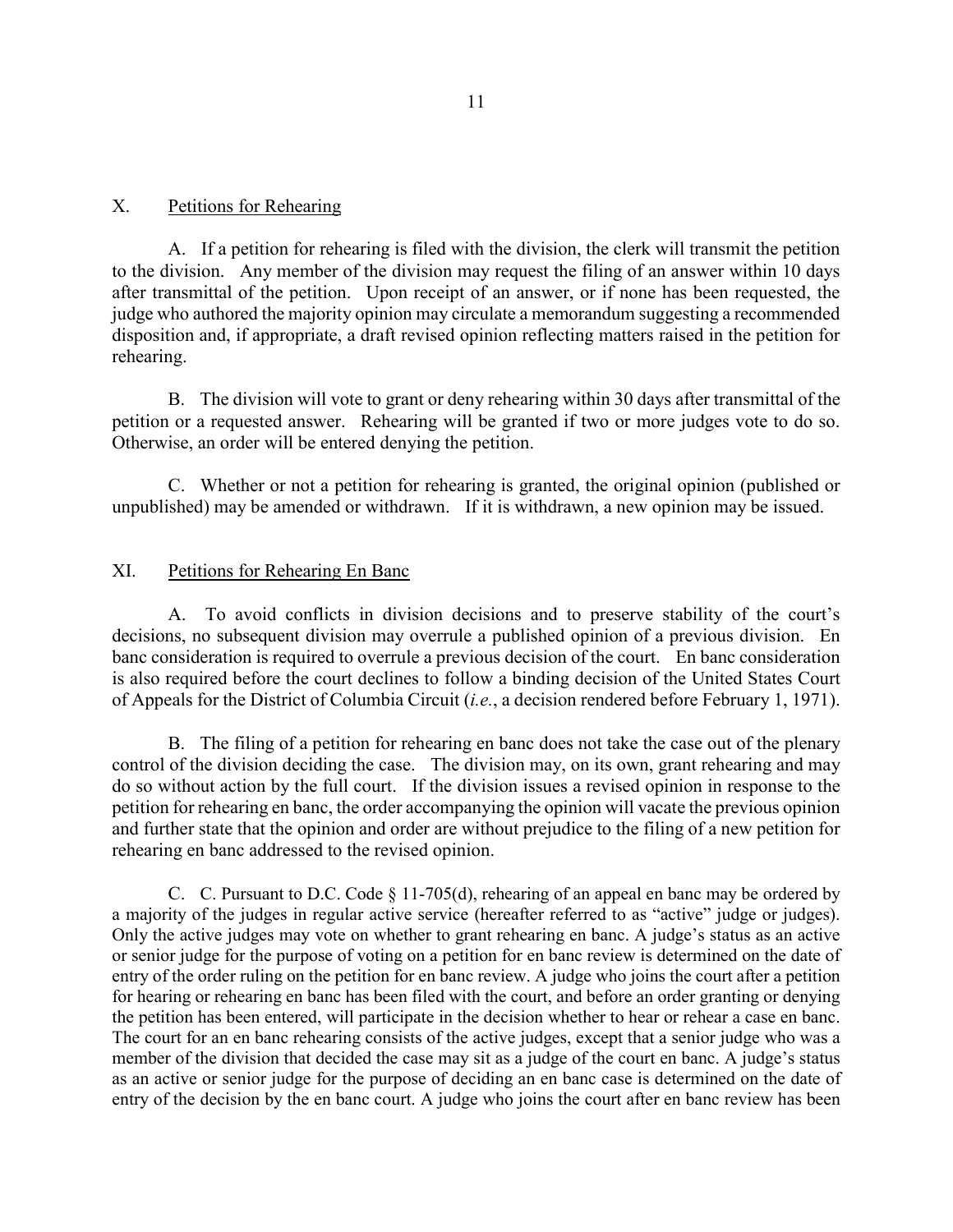## X. Petitions for Rehearing

A. If a petition for rehearing is filed with the division, the clerk will transmit the petition to the division. Any member of the division may request the filing of an answer within 10 days after transmittal of the petition. Upon receipt of an answer, or if none has been requested, the judge who authored the majority opinion may circulate a memorandum suggesting a recommended disposition and, if appropriate, a draft revised opinion reflecting matters raised in the petition for rehearing.

B. The division will vote to grant or deny rehearing within 30 days after transmittal of the petition or a requested answer. Rehearing will be granted if two or more judges vote to do so. Otherwise, an order will be entered denying the petition.

C. Whether or not a petition for rehearing is granted, the original opinion (published or unpublished) may be amended or withdrawn. If it is withdrawn, a new opinion may be issued.

## XI. Petitions for Rehearing En Banc

A. To avoid conflicts in division decisions and to preserve stability of the court's decisions, no subsequent division may overrule a published opinion of a previous division. En banc consideration is required to overrule a previous decision of the court. En banc consideration is also required before the court declines to follow a binding decision of the United States Court of Appeals for the District of Columbia Circuit (*i.e.*, a decision rendered before February 1, 1971).

B. The filing of a petition for rehearing en banc does not take the case out of the plenary control of the division deciding the case. The division may, on its own, grant rehearing and may do so without action by the full court. If the division issues a revised opinion in response to the petition for rehearing en banc, the order accompanying the opinion will vacate the previous opinion and further state that the opinion and order are without prejudice to the filing of a new petition for rehearing en banc addressed to the revised opinion.

C. C. Pursuant to D.C. Code § 11-705(d), rehearing of an appeal en banc may be ordered by a majority of the judges in regular active service (hereafter referred to as "active" judge or judges). Only the active judges may vote on whether to grant rehearing en banc. A judge's status as an active or senior judge for the purpose of voting on a petition for en banc review is determined on the date of entry of the order ruling on the petition for en banc review. A judge who joins the court after a petition for hearing or rehearing en banc has been filed with the court, and before an order granting or denying the petition has been entered, will participate in the decision whether to hear or rehear a case en banc. The court for an en banc rehearing consists of the active judges, except that a senior judge who was a member of the division that decided the case may sit as a judge of the court en banc. A judge's status as an active or senior judge for the purpose of deciding an en banc case is determined on the date of entry of the decision by the en banc court. A judge who joins the court after en banc review has been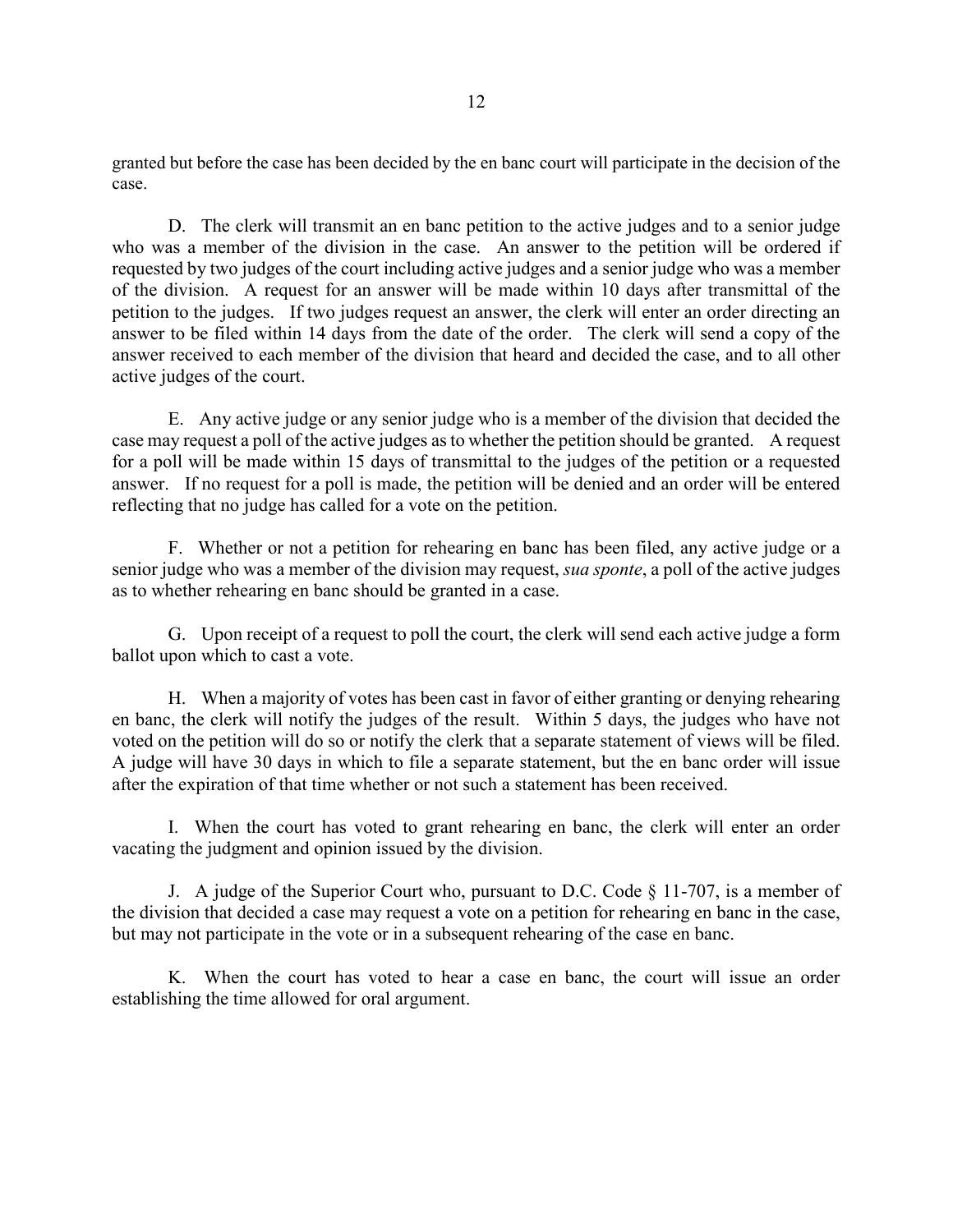granted but before the case has been decided by the en banc court will participate in the decision of the case.

D. The clerk will transmit an en banc petition to the active judges and to a senior judge who was a member of the division in the case. An answer to the petition will be ordered if requested by two judges of the court including active judges and a senior judge who was a member of the division. A request for an answer will be made within 10 days after transmittal of the petition to the judges. If two judges request an answer, the clerk will enter an order directing an answer to be filed within 14 days from the date of the order. The clerk will send a copy of the answer received to each member of the division that heard and decided the case, and to all other active judges of the court.

E. Any active judge or any senior judge who is a member of the division that decided the case may request a poll of the active judges as to whether the petition should be granted. A request for a poll will be made within 15 days of transmittal to the judges of the petition or a requested answer. If no request for a poll is made, the petition will be denied and an order will be entered reflecting that no judge has called for a vote on the petition.

F. Whether or not a petition for rehearing en banc has been filed, any active judge or a senior judge who was a member of the division may request, *sua sponte*, a poll of the active judges as to whether rehearing en banc should be granted in a case.

G. Upon receipt of a request to poll the court, the clerk will send each active judge a form ballot upon which to cast a vote.

H. When a majority of votes has been cast in favor of either granting or denying rehearing en banc, the clerk will notify the judges of the result. Within 5 days, the judges who have not voted on the petition will do so or notify the clerk that a separate statement of views will be filed. A judge will have 30 days in which to file a separate statement, but the en banc order will issue after the expiration of that time whether or not such a statement has been received.

I. When the court has voted to grant rehearing en banc, the clerk will enter an order vacating the judgment and opinion issued by the division.

J. A judge of the Superior Court who, pursuant to D.C. Code § 11-707, is a member of the division that decided a case may request a vote on a petition for rehearing en banc in the case, but may not participate in the vote or in a subsequent rehearing of the case en banc.

K. When the court has voted to hear a case en banc, the court will issue an order establishing the time allowed for oral argument.